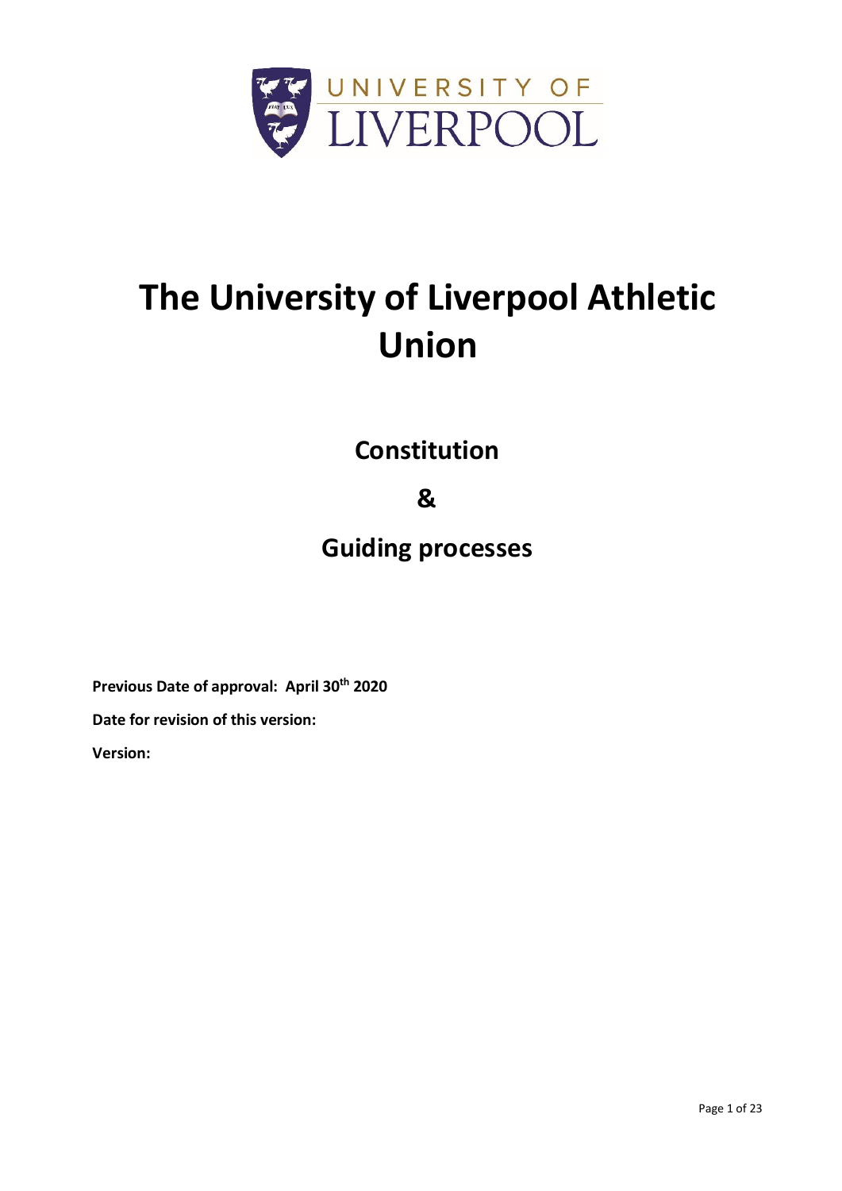UNIVERSITY OF LIVERPOOL

# The University of Liverpool Athletic Union

## Constitution

## &

## Guiding processes

**Previous Date of approval: April 30th 2020**

**Date for revision of this version:**

**Version:**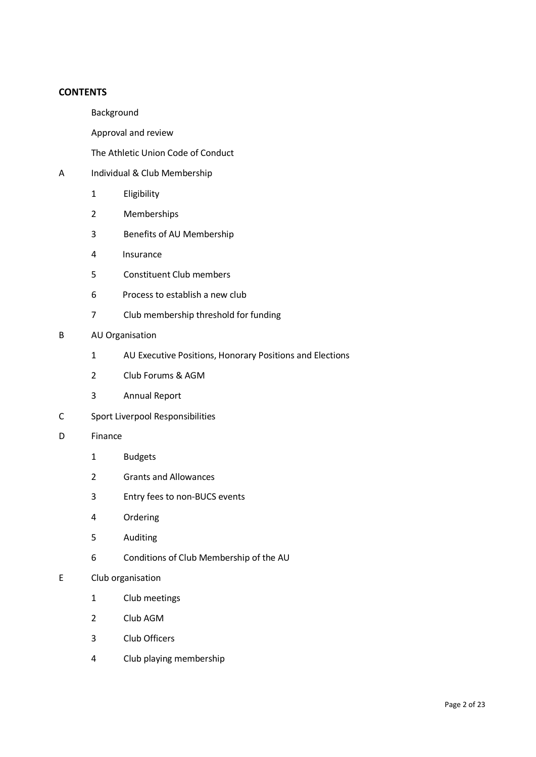## CONTENTS

Background

Approval and review

The Athletic Union Code of Conduct

A Individual & Club Membership

1. Eligibility
2. Memberships
3. Benefits of AU Membership
4. Insurance
5. Constituent Club members
6. Process to establish a new club
7. Club membership threshold for funding

B AU Organisation

1. AU Executive Positions, Honorary Positions and Elections
2. Club Forums & AGM
3. Annual Report

C Sport Liverpool Responsibilities

D Finance

1. Budgets
2. Grants and Allowances
3. Entry fees to non-BUCS events
4. Ordering
5. Auditing
6. Conditions of Club Membership of the AU

E Club organisation

1. Club meetings
2. Club AGM
3. Club Officers
4. Club playing membership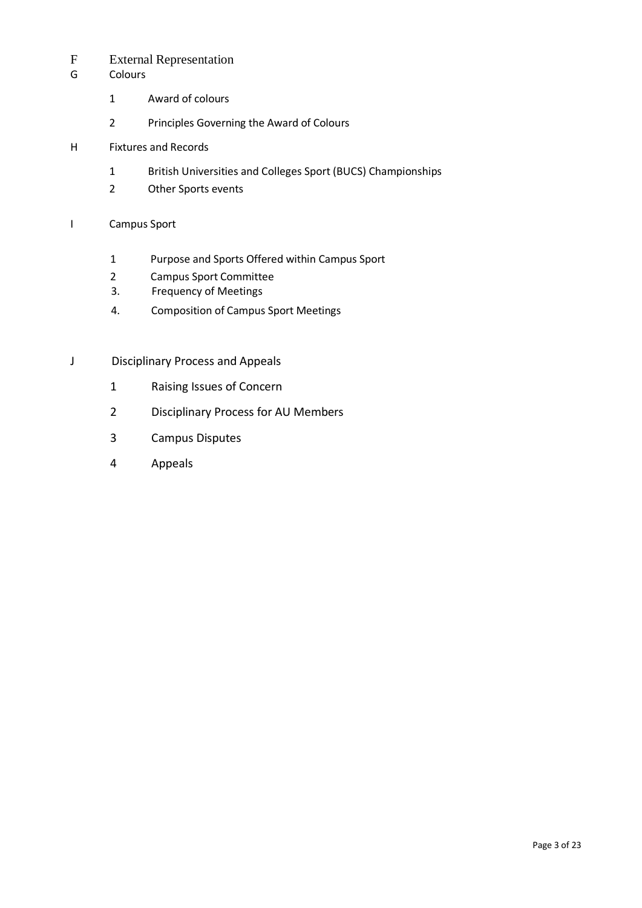F External Representation

G Colours

1 Award of colours

2 Principles Governing the Award of Colours

H Fixtures and Records

1 British Universities and Colleges Sport (BUCS) Championships

2 Other Sports events

I Campus Sport

1 Purpose and Sports Offered within Campus Sport

2 Campus Sport Committee

3. Frequency of Meetings

4. Composition of Campus Sport Meetings

J Disciplinary Process and Appeals

1 Raising Issues of Concern

2 Disciplinary Process for AU Members

3 Campus Disputes

4 Appeals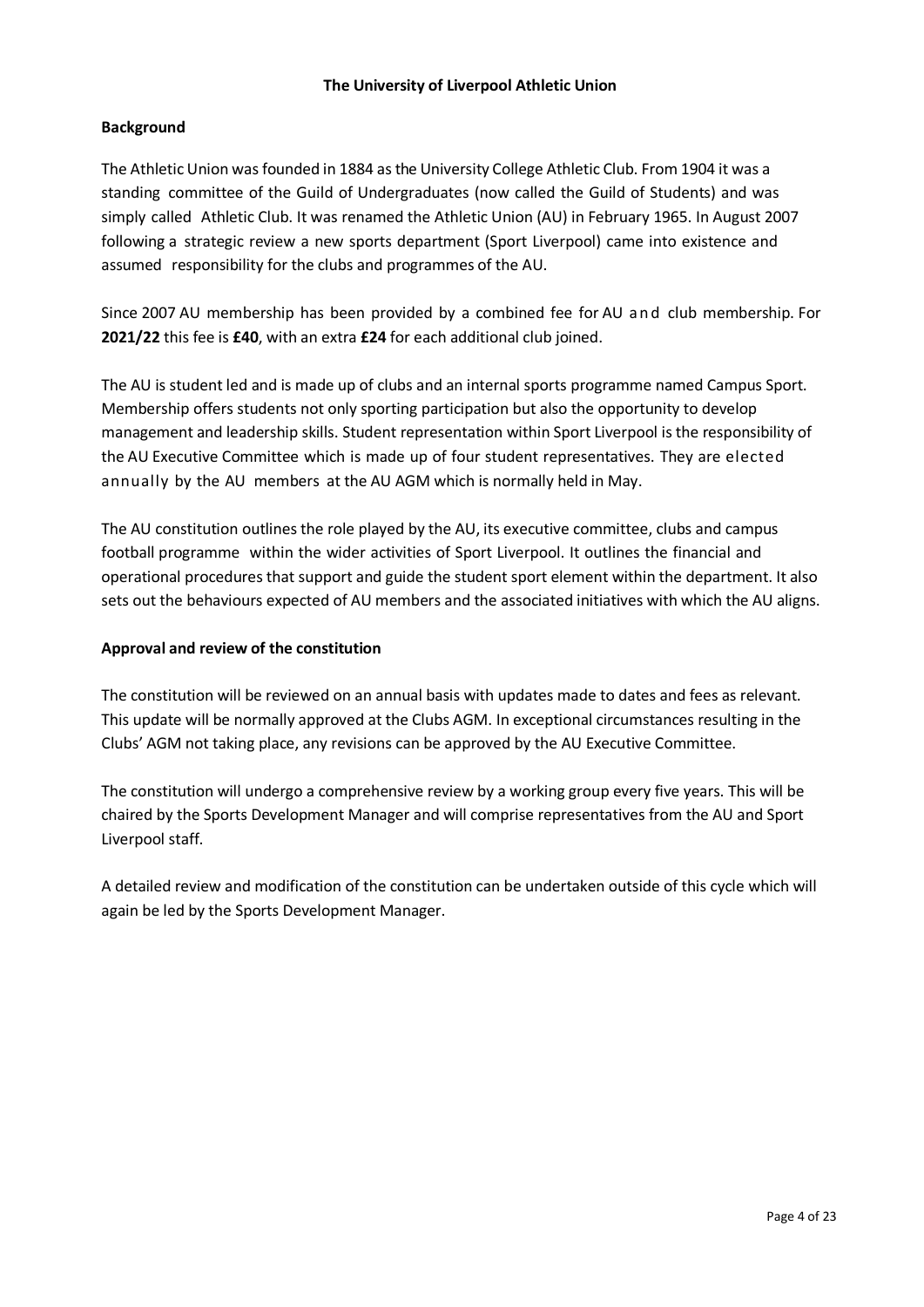**The University of Liverpool Athletic Union**

**Background**

The Athletic Union was founded in 1884 as the University College Athletic Club. From 1904 it was a standing committee of the Guild of Undergraduates (now called the Guild of Students) and was simply called Athletic Club. It was renamed the Athletic Union (AU) in February 1965. In August 2007 following a strategic review a new sports department (Sport Liverpool) came into existence and assumed responsibility for the clubs and programmes of the AU.

Since 2007 AU membership has been provided by a combined fee for AU and club membership. For **2021/22** this fee is **£40**, with an extra **£24** for each additional club joined.

The AU is student led and is made up of clubs and an internal sports programme named Campus Sport. Membership offers students not only sporting participation but also the opportunity to develop management and leadership skills. Student representation within Sport Liverpool is the responsibility of the AU Executive Committee which is made up of four student representatives. They are elected annually by the AU members at the AU AGM which is normally held in May.

The AU constitution outlines the role played by the AU, its executive committee, clubs and campus football programme within the wider activities of Sport Liverpool. It outlines the financial and operational procedures that support and guide the student sport element within the department. It also sets out the behaviours expected of AU members and the associated initiatives with which the AU aligns.

**Approval and review of the constitution**

The constitution will be reviewed on an annual basis with updates made to dates and fees as relevant. This update will be normally approved at the Clubs AGM. In exceptional circumstances resulting in the Clubs' AGM not taking place, any revisions can be approved by the AU Executive Committee.

The constitution will undergo a comprehensive review by a working group every five years. This will be chaired by the Sports Development Manager and will comprise representatives from the AU and Sport Liverpool staff.

A detailed review and modification of the constitution can be undertaken outside of this cycle which will again be led by the Sports Development Manager.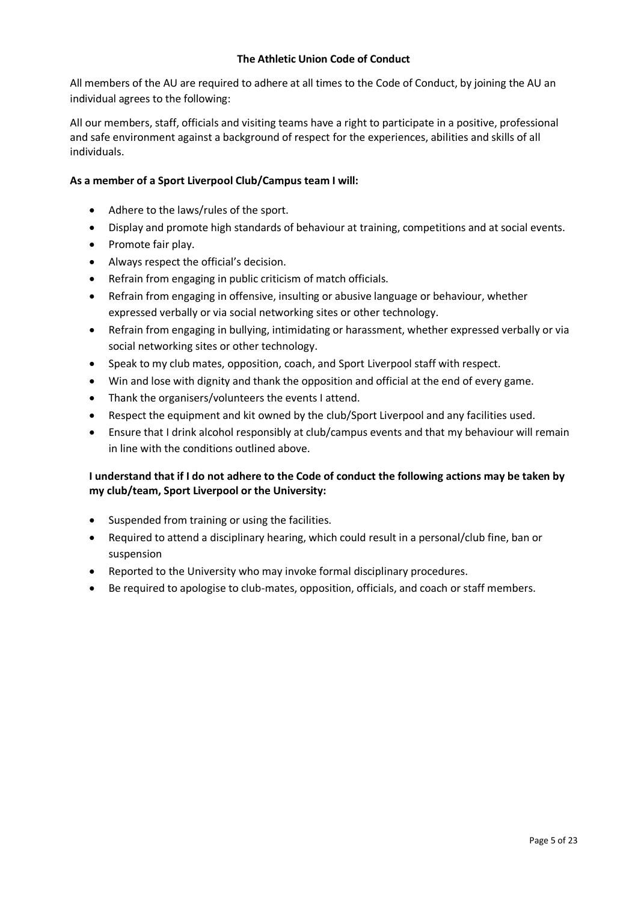## The Athletic Union Code of Conduct

All members of the AU are required to adhere at all times to the Code of Conduct, by joining the AU an individual agrees to the following:

All our members, staff, officials and visiting teams have a right to participate in a positive, professional and safe environment against a background of respect for the experiences, abilities and skills of all individuals.

**As a member of a Sport Liverpool Club/Campus team I will:**

- Adhere to the laws/rules of the sport.
- Display and promote high standards of behaviour at training, competitions and at social events.
- Promote fair play.
- Always respect the official's decision.
- Refrain from engaging in public criticism of match officials.
- Refrain from engaging in offensive, insulting or abusive language or behaviour, whether expressed verbally or via social networking sites or other technology.
- Refrain from engaging in bullying, intimidating or harassment, whether expressed verbally or via social networking sites or other technology.
- Speak to my club mates, opposition, coach, and Sport Liverpool staff with respect.
- Win and lose with dignity and thank the opposition and official at the end of every game.
- Thank the organisers/volunteers the events I attend.
- Respect the equipment and kit owned by the club/Sport Liverpool and any facilities used.
- Ensure that I drink alcohol responsibly at club/campus events and that my behaviour will remain in line with the conditions outlined above.

**I understand that if I do not adhere to the Code of conduct the following actions may be taken by my club/team, Sport Liverpool or the University:**

- Suspended from training or using the facilities.
- Required to attend a disciplinary hearing, which could result in a personal/club fine, ban or suspension
- Reported to the University who may invoke formal disciplinary procedures.
- Be required to apologise to club-mates, opposition, officials, and coach or staff members.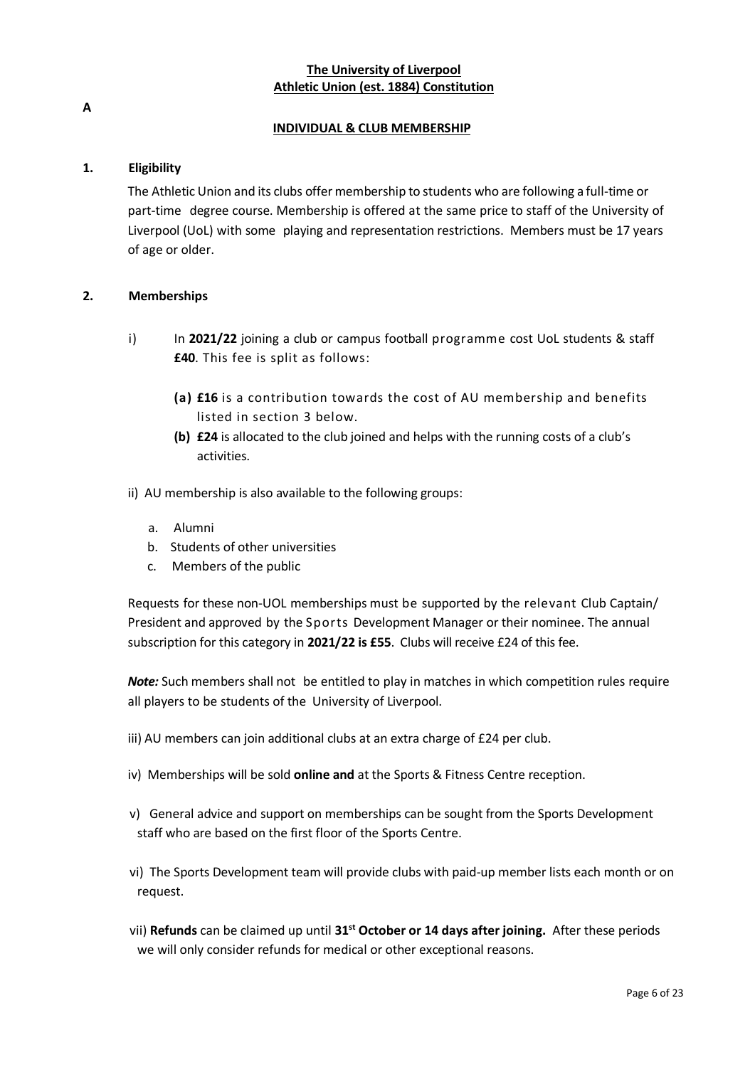# The University of Liverpool
# Athletic Union (est. 1884) Constitution

**A**

## INDIVIDUAL & CLUB MEMBERSHIP

### 1. Eligibility

The Athletic Union and its clubs offer membership to students who are following a full-time or part-time degree course. Membership is offered at the same price to staff of the University of Liverpool (UoL) with some playing and representation restrictions. Members must be 17 years of age or older.

### 2. Memberships

i) In **2021/22** joining a club or campus football programme cost UoL students & staff **£40**. This fee is split as follows:

- **(a) £16** is a contribution towards the cost of AU membership and benefits listed in section 3 below.
- **(b) £24** is allocated to the club joined and helps with the running costs of a club's activities.

ii) AU membership is also available to the following groups:

a. Alumni
b. Students of other universities
c. Members of the public

Requests for these non-UOL memberships must be supported by the relevant Club Captain/ President and approved by the Sports Development Manager or their nominee. The annual subscription for this category in **2021/22 is £55**. Clubs will receive £24 of this fee.

***Note:*** Such members shall not be entitled to play in matches in which competition rules require all players to be students of the University of Liverpool.

iii) AU members can join additional clubs at an extra charge of £24 per club.

iv) Memberships will be sold **online and** at the Sports & Fitness Centre reception.

v) General advice and support on memberships can be sought from the Sports Development staff who are based on the first floor of the Sports Centre.

vi) The Sports Development team will provide clubs with paid-up member lists each month or on request.

vii) **Refunds** can be claimed up until **31st October or 14 days after joining.** After these periods we will only consider refunds for medical or other exceptional reasons.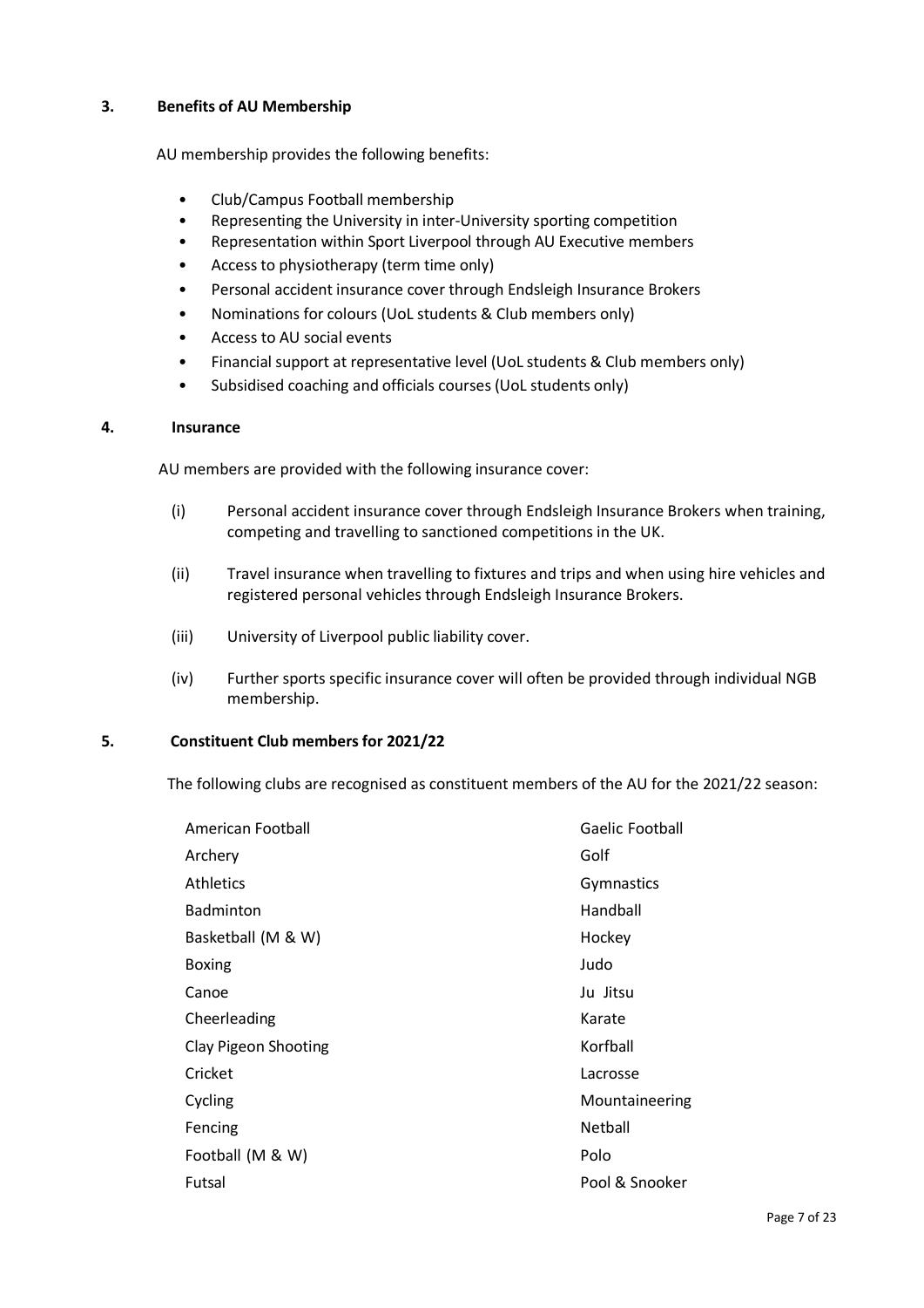## 3. Benefits of AU Membership

AU membership provides the following benefits:

- Club/Campus Football membership
- Representing the University in inter-University sporting competition
- Representation within Sport Liverpool through AU Executive members
- Access to physiotherapy (term time only)
- Personal accident insurance cover through Endsleigh Insurance Brokers
- Nominations for colours (UoL students & Club members only)
- Access to AU social events
- Financial support at representative level (UoL students & Club members only)
- Subsidised coaching and officials courses (UoL students only)

## 4. Insurance

AU members are provided with the following insurance cover:

(i) Personal accident insurance cover through Endsleigh Insurance Brokers when training, competing and travelling to sanctioned competitions in the UK.

(ii) Travel insurance when travelling to fixtures and trips and when using hire vehicles and registered personal vehicles through Endsleigh Insurance Brokers.

(iii) University of Liverpool public liability cover.

(iv) Further sports specific insurance cover will often be provided through individual NGB membership.

## 5. Constituent Club members for 2021/22

The following clubs are recognised as constituent members of the AU for the 2021/22 season:

- American Football
- Archery
- Athletics
- Badminton
- Basketball (M & W)
- Boxing
- Canoe
- Cheerleading
- Clay Pigeon Shooting
- Cricket
- Cycling
- Fencing
- Football (M & W)
- Futsal
- Gaelic Football
- Golf
- Gymnastics
- Handball
- Hockey
- Judo
- Ju Jitsu
- Karate
- Korfball
- Lacrosse
- Mountaineering
- Netball
- Polo
- Pool & Snooker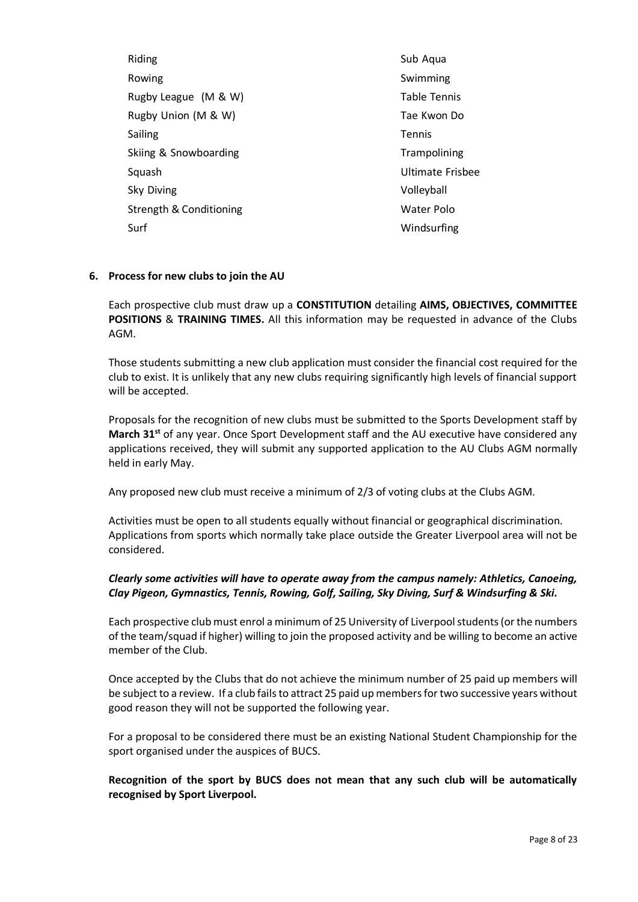- Riding
- Rowing
- Rugby League (M & W)
- Rugby Union (M & W)
- Sailing
- Skiing & Snowboarding
- Squash
- Sky Diving
- Strength & Conditioning
- Surf
- Sub Aqua
- Swimming
- Table Tennis
- Tae Kwon Do
- Tennis
- Trampolining
- Ultimate Frisbee
- Volleyball
- Water Polo
- Windsurfing

## 6. Process for new clubs to join the AU

Each prospective club must draw up a **CONSTITUTION** detailing **AIMS, OBJECTIVES, COMMITTEE POSITIONS** & **TRAINING TIMES.** All this information may be requested in advance of the Clubs AGM.

Those students submitting a new club application must consider the financial cost required for the club to exist. It is unlikely that any new clubs requiring significantly high levels of financial support will be accepted.

Proposals for the recognition of new clubs must be submitted to the Sports Development staff by **March 31st** of any year. Once Sport Development staff and the AU executive have considered any applications received, they will submit any supported application to the AU Clubs AGM normally held in early May.

Any proposed new club must receive a minimum of 2/3 of voting clubs at the Clubs AGM.

Activities must be open to all students equally without financial or geographical discrimination. Applications from sports which normally take place outside the Greater Liverpool area will not be considered.

***Clearly some activities will have to operate away from the campus namely: Athletics, Canoeing, Clay Pigeon, Gymnastics, Tennis, Rowing, Golf, Sailing, Sky Diving, Surf & Windsurfing & Ski.***

Each prospective club must enrol a minimum of 25 University of Liverpool students (or the numbers of the team/squad if higher) willing to join the proposed activity and be willing to become an active member of the Club.

Once accepted by the Clubs that do not achieve the minimum number of 25 paid up members will be subject to a review. If a club fails to attract 25 paid up members for two successive years without good reason they will not be supported the following year.

For a proposal to be considered there must be an existing National Student Championship for the sport organised under the auspices of BUCS.

**Recognition of the sport by BUCS does not mean that any such club will be automatically recognised by Sport Liverpool.**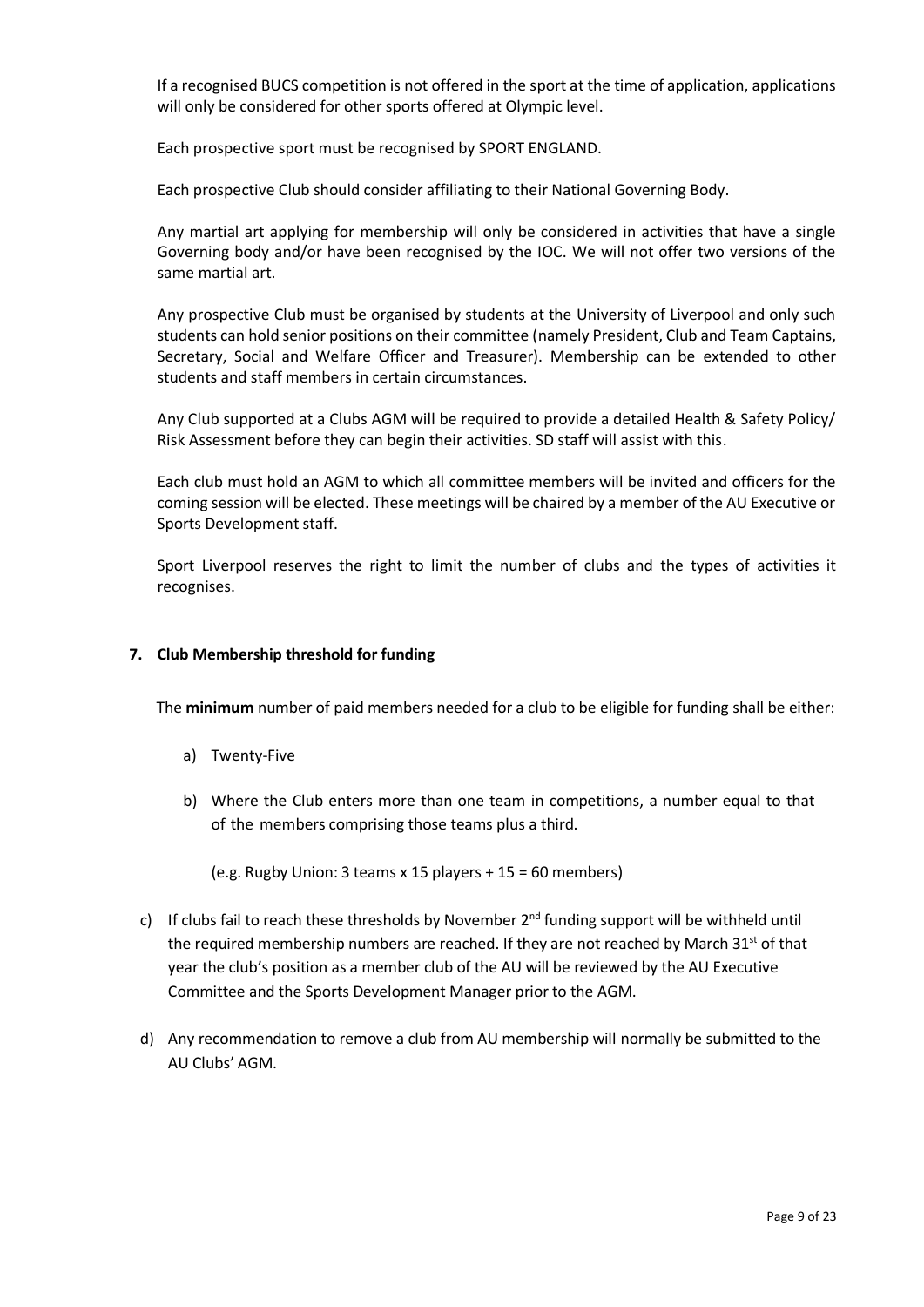If a recognised BUCS competition is not offered in the sport at the time of application, applications will only be considered for other sports offered at Olympic level.

Each prospective sport must be recognised by SPORT ENGLAND.

Each prospective Club should consider affiliating to their National Governing Body.

Any martial art applying for membership will only be considered in activities that have a single Governing body and/or have been recognised by the IOC. We will not offer two versions of the same martial art.

Any prospective Club must be organised by students at the University of Liverpool and only such students can hold senior positions on their committee (namely President, Club and Team Captains, Secretary, Social and Welfare Officer and Treasurer). Membership can be extended to other students and staff members in certain circumstances.

Any Club supported at a Clubs AGM will be required to provide a detailed Health & Safety Policy/ Risk Assessment before they can begin their activities. SD staff will assist with this.

Each club must hold an AGM to which all committee members will be invited and officers for the coming session will be elected. These meetings will be chaired by a member of the AU Executive or Sports Development staff.

Sport Liverpool reserves the right to limit the number of clubs and the types of activities it recognises.

## 7. Club Membership threshold for funding

The **minimum** number of paid members needed for a club to be eligible for funding shall be either:

a) Twenty-Five

b) Where the Club enters more than one team in competitions, a number equal to that of the members comprising those teams plus a third.

   (e.g. Rugby Union: 3 teams x 15 players + 15 = 60 members)

c) If clubs fail to reach these thresholds by November 2nd funding support will be withheld until the required membership numbers are reached. If they are not reached by March 31st of that year the club's position as a member club of the AU will be reviewed by the AU Executive Committee and the Sports Development Manager prior to the AGM.

d) Any recommendation to remove a club from AU membership will normally be submitted to the AU Clubs' AGM.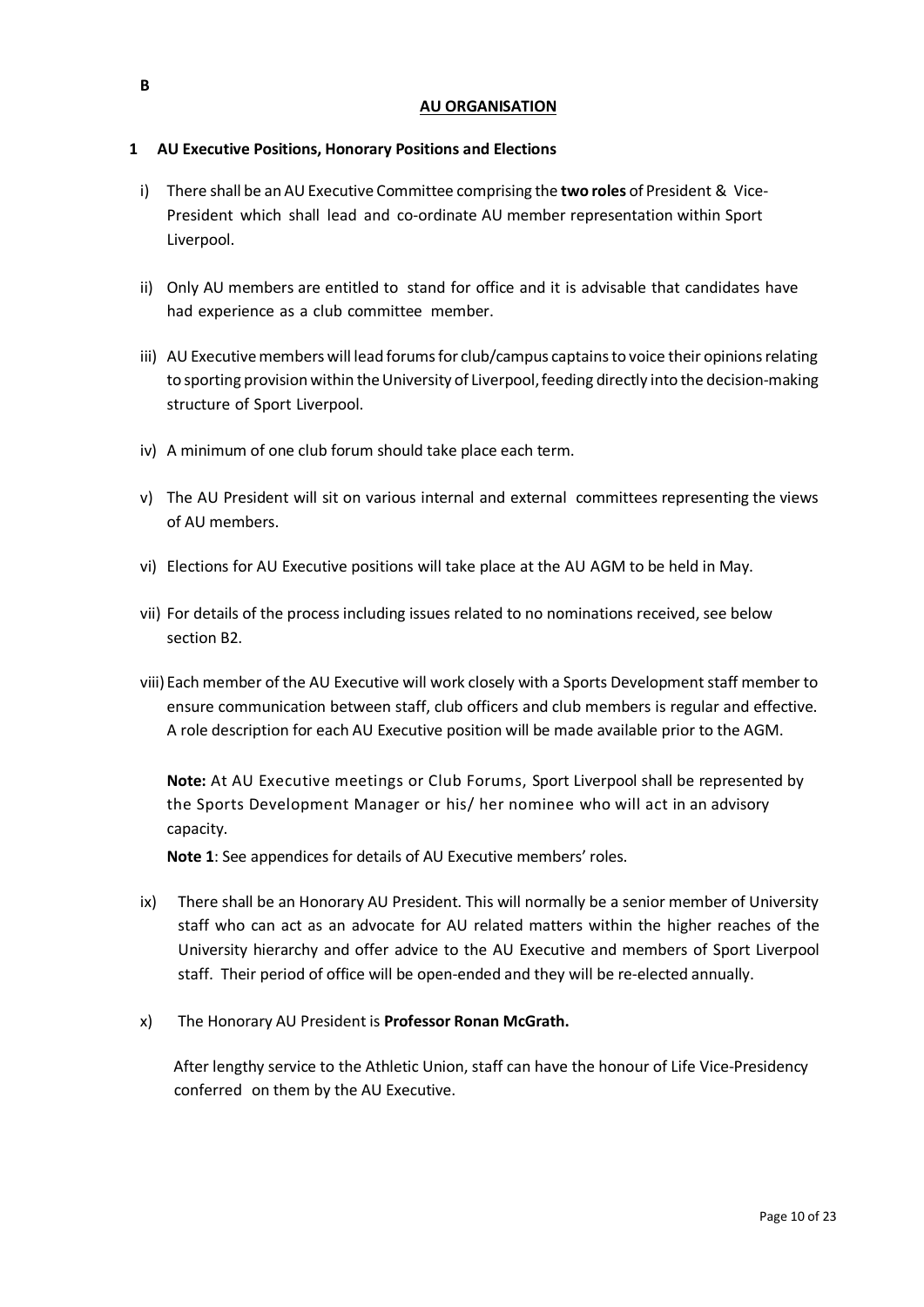B

## AU ORGANISATION

### 1 AU Executive Positions, Honorary Positions and Elections

i) There shall be an AU Executive Committee comprising the **two roles** of President & Vice-President which shall lead and co-ordinate AU member representation within Sport Liverpool.

ii) Only AU members are entitled to stand for office and it is advisable that candidates have had experience as a club committee member.

iii) AU Executive members will lead forums for club/campus captains to voice their opinions relating to sporting provision within the University of Liverpool, feeding directly into the decision-making structure of Sport Liverpool.

iv) A minimum of one club forum should take place each term.

v) The AU President will sit on various internal and external committees representing the views of AU members.

vi) Elections for AU Executive positions will take place at the AU AGM to be held in May.

vii) For details of the process including issues related to no nominations received, see below section B2.

viii) Each member of the AU Executive will work closely with a Sports Development staff member to ensure communication between staff, club officers and club members is regular and effective. A role description for each AU Executive position will be made available prior to the AGM.

**Note:** At AU Executive meetings or Club Forums, Sport Liverpool shall be represented by the Sports Development Manager or his/ her nominee who will act in an advisory capacity.

**Note 1**: See appendices for details of AU Executive members' roles.

ix) There shall be an Honorary AU President. This will normally be a senior member of University staff who can act as an advocate for AU related matters within the higher reaches of the University hierarchy and offer advice to the AU Executive and members of Sport Liverpool staff. Their period of office will be open-ended and they will be re-elected annually.

x) The Honorary AU President is **Professor Ronan McGrath.**

After lengthy service to the Athletic Union, staff can have the honour of Life Vice-Presidency conferred on them by the AU Executive.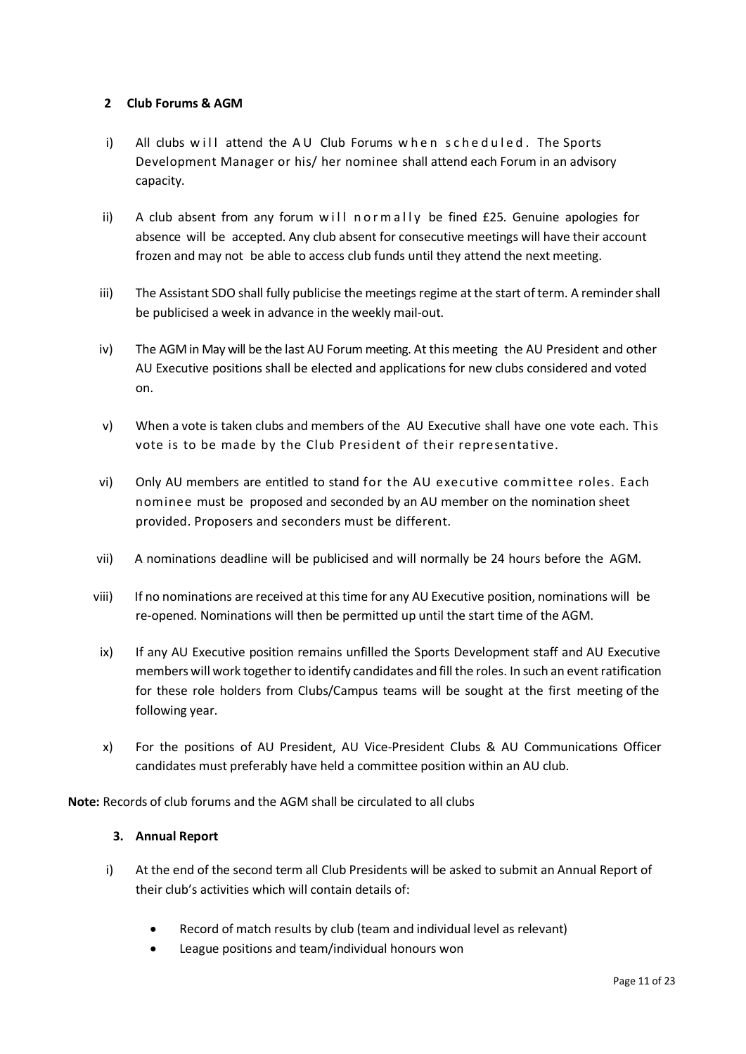## 2 Club Forums & AGM

i) All clubs will attend the AU Club Forums when scheduled. The Sports Development Manager or his/ her nominee shall attend each Forum in an advisory capacity.

ii) A club absent from any forum will normally be fined £25. Genuine apologies for absence will be accepted. Any club absent for consecutive meetings will have their account frozen and may not be able to access club funds until they attend the next meeting.

iii) The Assistant SDO shall fully publicise the meetings regime at the start of term. A reminder shall be publicised a week in advance in the weekly mail-out.

iv) The AGM in May will be the last AU Forum meeting. At this meeting the AU President and other AU Executive positions shall be elected and applications for new clubs considered and voted on.

v) When a vote is taken clubs and members of the AU Executive shall have one vote each. This vote is to be made by the Club President of their representative.

vi) Only AU members are entitled to stand for the AU executive committee roles. Each nominee must be proposed and seconded by an AU member on the nomination sheet provided. Proposers and seconders must be different.

vii) A nominations deadline will be publicised and will normally be 24 hours before the AGM.

viii) If no nominations are received at this time for any AU Executive position, nominations will be re-opened. Nominations will then be permitted up until the start time of the AGM.

ix) If any AU Executive position remains unfilled the Sports Development staff and AU Executive members will work together to identify candidates and fill the roles. In such an event ratification for these role holders from Clubs/Campus teams will be sought at the first meeting of the following year.

x) For the positions of AU President, AU Vice-President Clubs & AU Communications Officer candidates must preferably have held a committee position within an AU club.

**Note:** Records of club forums and the AGM shall be circulated to all clubs

### 3. Annual Report

i) At the end of the second term all Club Presidents will be asked to submit an Annual Report of their club's activities which will contain details of:

- Record of match results by club (team and individual level as relevant)
- League positions and team/individual honours won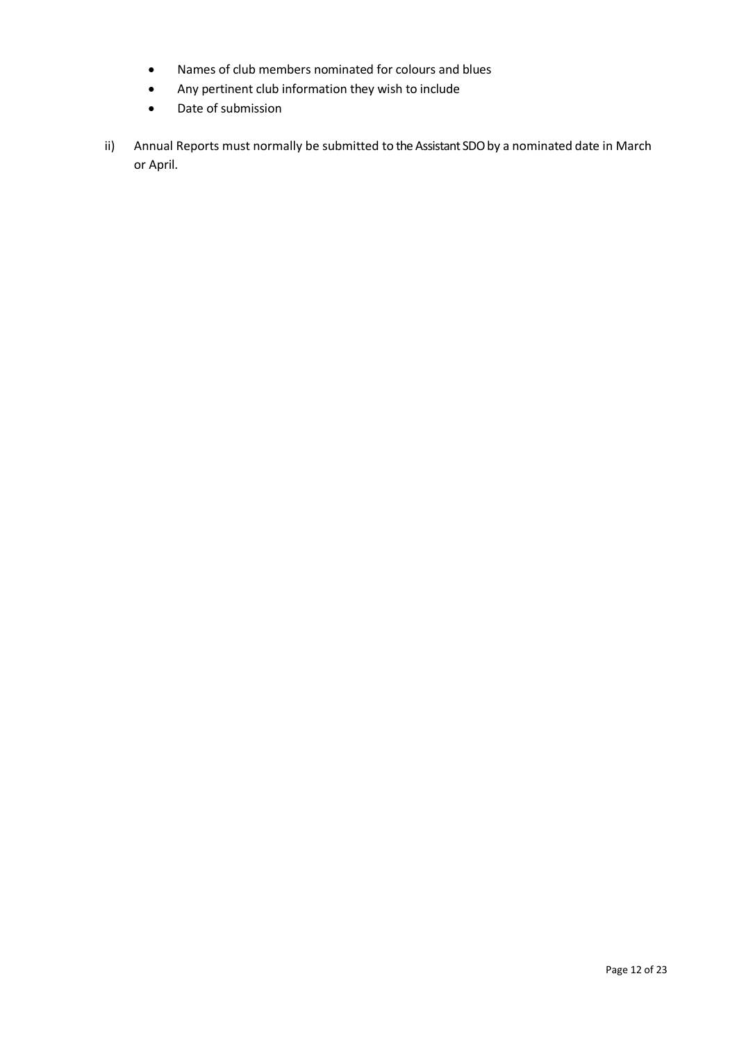- Names of club members nominated for colours and blues
- Any pertinent club information they wish to include
- Date of submission

ii) Annual Reports must normally be submitted to the Assistant SDO by a nominated date in March or April.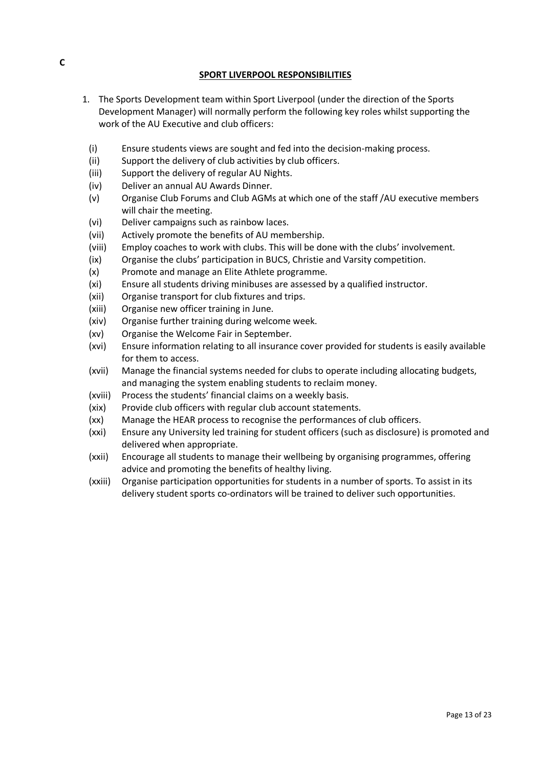C

## SPORT LIVERPOOL RESPONSIBILITIES

1. The Sports Development team within Sport Liverpool (under the direction of the Sports Development Manager) will normally perform the following key roles whilst supporting the work of the AU Executive and club officers:

   (i) Ensure students views are sought and fed into the decision-making process.
   
   (ii) Support the delivery of club activities by club officers.
   
   (iii) Support the delivery of regular AU Nights.
   
   (iv) Deliver an annual AU Awards Dinner.
   
   (v) Organise Club Forums and Club AGMs at which one of the staff /AU executive members will chair the meeting.
   
   (vi) Deliver campaigns such as rainbow laces.
   
   (vii) Actively promote the benefits of AU membership.
   
   (viii) Employ coaches to work with clubs. This will be done with the clubs' involvement.
   
   (ix) Organise the clubs' participation in BUCS, Christie and Varsity competition.
   
   (x) Promote and manage an Elite Athlete programme.
   
   (xi) Ensure all students driving minibuses are assessed by a qualified instructor.
   
   (xii) Organise transport for club fixtures and trips.
   
   (xiii) Organise new officer training in June.
   
   (xiv) Organise further training during welcome week.
   
   (xv) Organise the Welcome Fair in September.
   
   (xvi) Ensure information relating to all insurance cover provided for students is easily available for them to access.
   
   (xvii) Manage the financial systems needed for clubs to operate including allocating budgets, and managing the system enabling students to reclaim money.
   
   (xviii) Process the students' financial claims on a weekly basis.
   
   (xix) Provide club officers with regular club account statements.
   
   (xx) Manage the HEAR process to recognise the performances of club officers.
   
   (xxi) Ensure any University led training for student officers (such as disclosure) is promoted and delivered when appropriate.
   
   (xxii) Encourage all students to manage their wellbeing by organising programmes, offering advice and promoting the benefits of healthy living.
   
   (xxiii) Organise participation opportunities for students in a number of sports. To assist in its delivery student sports co-ordinators will be trained to deliver such opportunities.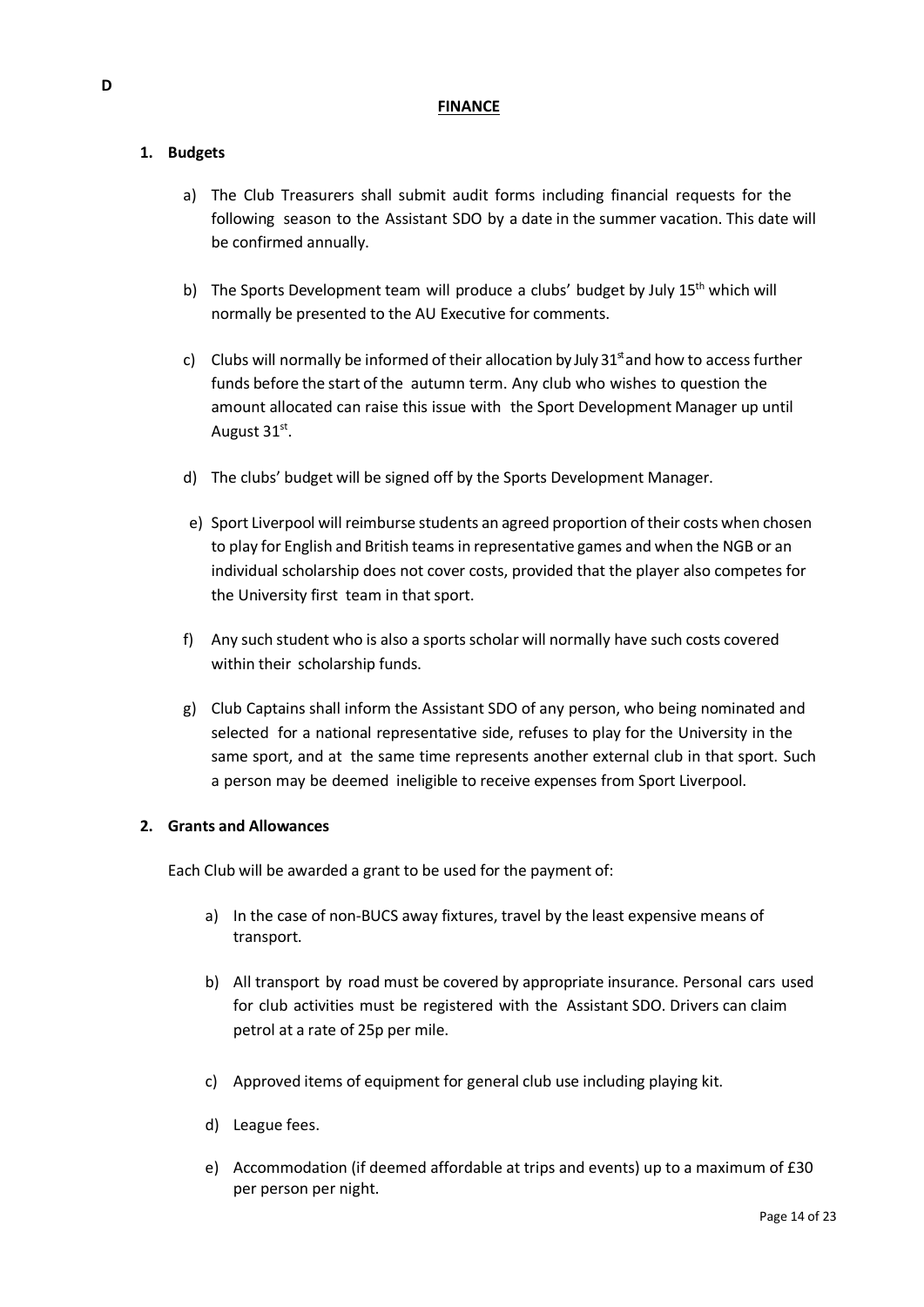D

## FINANCE

### 1. Budgets

a) The Club Treasurers shall submit audit forms including financial requests for the following season to the Assistant SDO by a date in the summer vacation. This date will be confirmed annually.

b) The Sports Development team will produce a clubs' budget by July 15th which will normally be presented to the AU Executive for comments.

c) Clubs will normally be informed of their allocation by July 31st and how to access further funds before the start of the autumn term. Any club who wishes to question the amount allocated can raise this issue with the Sport Development Manager up until August 31st.

d) The clubs' budget will be signed off by the Sports Development Manager.

e) Sport Liverpool will reimburse students an agreed proportion of their costs when chosen to play for English and British teams in representative games and when the NGB or an individual scholarship does not cover costs, provided that the player also competes for the University first team in that sport.

f) Any such student who is also a sports scholar will normally have such costs covered within their scholarship funds.

g) Club Captains shall inform the Assistant SDO of any person, who being nominated and selected for a national representative side, refuses to play for the University in the same sport, and at the same time represents another external club in that sport. Such a person may be deemed ineligible to receive expenses from Sport Liverpool.

### 2. Grants and Allowances

Each Club will be awarded a grant to be used for the payment of:

a) In the case of non-BUCS away fixtures, travel by the least expensive means of transport.

b) All transport by road must be covered by appropriate insurance. Personal cars used for club activities must be registered with the Assistant SDO. Drivers can claim petrol at a rate of 25p per mile.

c) Approved items of equipment for general club use including playing kit.

d) League fees.

e) Accommodation (if deemed affordable at trips and events) up to a maximum of £30 per person per night.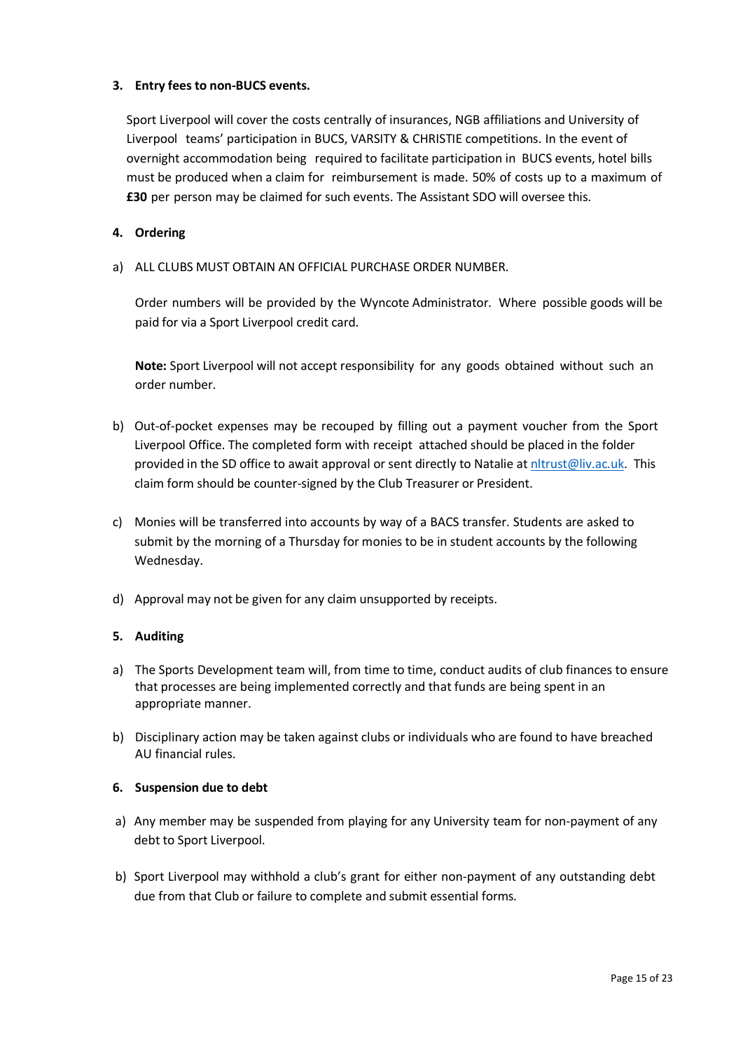### 3. Entry fees to non-BUCS events.

Sport Liverpool will cover the costs centrally of insurances, NGB affiliations and University of Liverpool teams' participation in BUCS, VARSITY & CHRISTIE competitions. In the event of overnight accommodation being required to facilitate participation in BUCS events, hotel bills must be produced when a claim for reimbursement is made. 50% of costs up to a maximum of **£30** per person may be claimed for such events. The Assistant SDO will oversee this.

### 4. Ordering

a) ALL CLUBS MUST OBTAIN AN OFFICIAL PURCHASE ORDER NUMBER.

Order numbers will be provided by the Wyncote Administrator. Where possible goods will be paid for via a Sport Liverpool credit card.

**Note:** Sport Liverpool will not accept responsibility for any goods obtained without such an order number.

b) Out-of-pocket expenses may be recouped by filling out a payment voucher from the Sport Liverpool Office. The completed form with receipt attached should be placed in the folder provided in the SD office to await approval or sent directly to Natalie at [nltrust@liv.ac.uk](mailto:nltrust@liv.ac.uk). This claim form should be counter-signed by the Club Treasurer or President.

c) Monies will be transferred into accounts by way of a BACS transfer. Students are asked to submit by the morning of a Thursday for monies to be in student accounts by the following Wednesday.

d) Approval may not be given for any claim unsupported by receipts.

### 5. Auditing

a) The Sports Development team will, from time to time, conduct audits of club finances to ensure that processes are being implemented correctly and that funds are being spent in an appropriate manner.

b) Disciplinary action may be taken against clubs or individuals who are found to have breached AU financial rules.

### 6. Suspension due to debt

a) Any member may be suspended from playing for any University team for non-payment of any debt to Sport Liverpool.

b) Sport Liverpool may withhold a club's grant for either non-payment of any outstanding debt due from that Club or failure to complete and submit essential forms.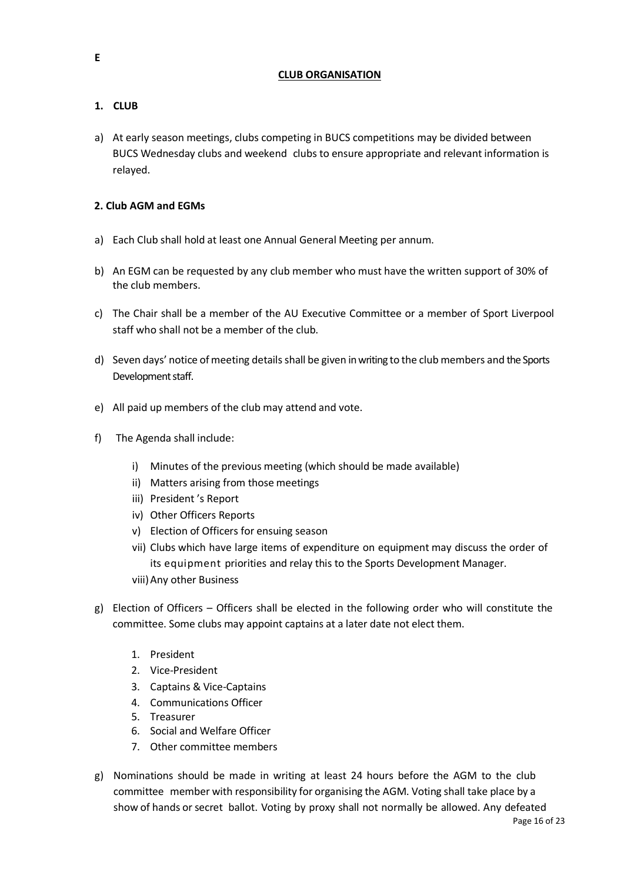E

## CLUB ORGANISATION

### 1. CLUB

a) At early season meetings, clubs competing in BUCS competitions may be divided between BUCS Wednesday clubs and weekend clubs to ensure appropriate and relevant information is relayed.

### 2. Club AGM and EGMs

a) Each Club shall hold at least one Annual General Meeting per annum.

b) An EGM can be requested by any club member who must have the written support of 30% of the club members.

c) The Chair shall be a member of the AU Executive Committee or a member of Sport Liverpool staff who shall not be a member of the club.

d) Seven days' notice of meeting details shall be given in writing to the club members and the Sports Development staff.

e) All paid up members of the club may attend and vote.

f) The Agenda shall include:

   i) Minutes of the previous meeting (which should be made available)
   ii) Matters arising from those meetings
   iii) President 's Report
   iv) Other Officers Reports
   v) Election of Officers for ensuing season
   vii) Clubs which have large items of expenditure on equipment may discuss the order of its equipment priorities and relay this to the Sports Development Manager.
   viii) Any other Business

g) Election of Officers – Officers shall be elected in the following order who will constitute the committee. Some clubs may appoint captains at a later date not elect them.

   1. President
   2. Vice-President
   3. Captains & Vice-Captains
   4. Communications Officer
   5. Treasurer
   6. Social and Welfare Officer
   7. Other committee members

g) Nominations should be made in writing at least 24 hours before the AGM to the club committee member with responsibility for organising the AGM. Voting shall take place by a show of hands or secret ballot. Voting by proxy shall not normally be allowed. Any defeated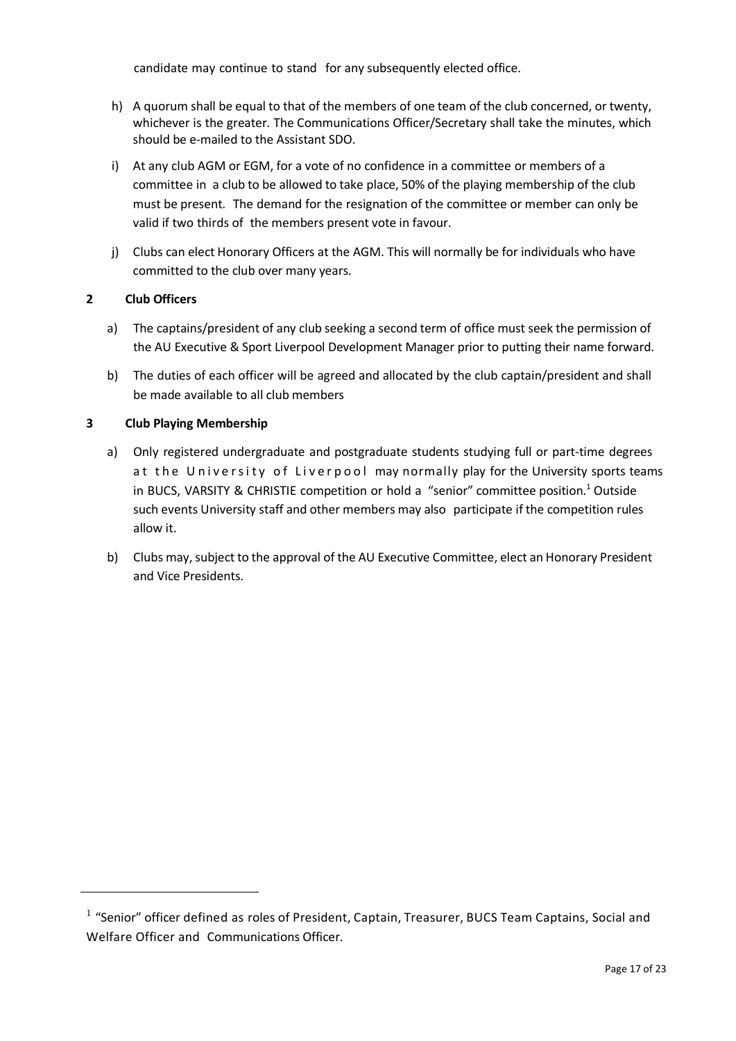candidate may continue to stand for any subsequently elected office.

h) A quorum shall be equal to that of the members of one team of the club concerned, or twenty, whichever is the greater. The Communications Officer/Secretary shall take the minutes, which should be e-mailed to the Assistant SDO.

i) At any club AGM or EGM, for a vote of no confidence in a committee or members of a committee in a club to be allowed to take place, 50% of the playing membership of the club must be present. The demand for the resignation of the committee or member can only be valid if two thirds of the members present vote in favour.

j) Clubs can elect Honorary Officers at the AGM. This will normally be for individuals who have committed to the club over many years.

## 2 Club Officers

a) The captains/president of any club seeking a second term of office must seek the permission of the AU Executive & Sport Liverpool Development Manager prior to putting their name forward.

b) The duties of each officer will be agreed and allocated by the club captain/president and shall be made available to all club members

## 3 Club Playing Membership

a) Only registered undergraduate and postgraduate students studying full or part-time degrees at the University of Liverpool may normally play for the University sports teams in BUCS, VARSITY & CHRISTIE competition or hold a "senior" committee position.[1] Outside such events University staff and other members may also participate if the competition rules allow it.

b) Clubs may, subject to the approval of the AU Executive Committee, elect an Honorary President and Vice Presidents.

---

[1] "Senior" officer defined as roles of President, Captain, Treasurer, BUCS Team Captains, Social and Welfare Officer and Communications Officer.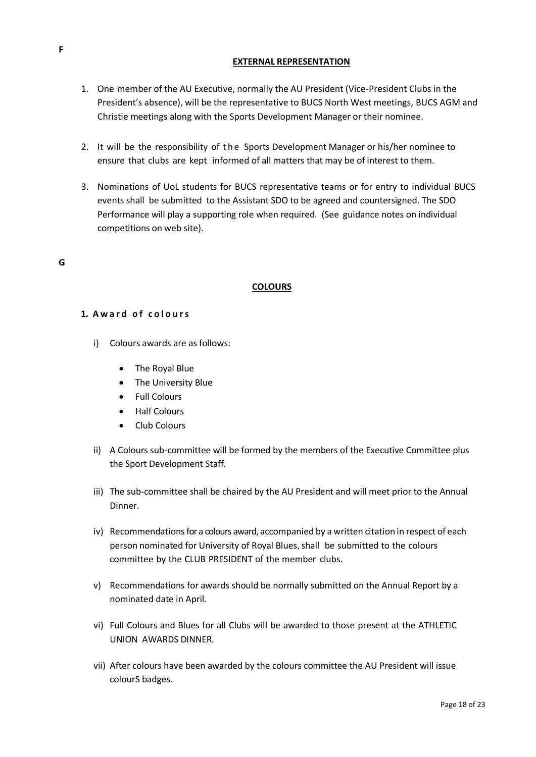F

## EXTERNAL REPRESENTATION

1. One member of the AU Executive, normally the AU President (Vice-President Clubs in the President's absence), will be the representative to BUCS North West meetings, BUCS AGM and Christie meetings along with the Sports Development Manager or their nominee.

2. It will be the responsibility of the Sports Development Manager or his/her nominee to ensure that clubs are kept informed of all matters that may be of interest to them.

3. Nominations of UoL students for BUCS representative teams or for entry to individual BUCS events shall be submitted to the Assistant SDO to be agreed and countersigned. The SDO Performance will play a supporting role when required. (See guidance notes on individual competitions on web site).

G

## COLOURS

### 1. Award of colours

i) Colours awards are as follows:

- The Royal Blue
- The University Blue
- Full Colours
- Half Colours
- Club Colours

ii) A Colours sub-committee will be formed by the members of the Executive Committee plus the Sport Development Staff.

iii) The sub-committee shall be chaired by the AU President and will meet prior to the Annual Dinner.

iv) Recommendations for a colours award, accompanied by a written citation in respect of each person nominated for University of Royal Blues, shall be submitted to the colours committee by the CLUB PRESIDENT of the member clubs.

v) Recommendations for awards should be normally submitted on the Annual Report by a nominated date in April.

vi) Full Colours and Blues for all Clubs will be awarded to those present at the ATHLETIC UNION AWARDS DINNER.

vii) After colours have been awarded by the colours committee the AU President will issue colourS badges.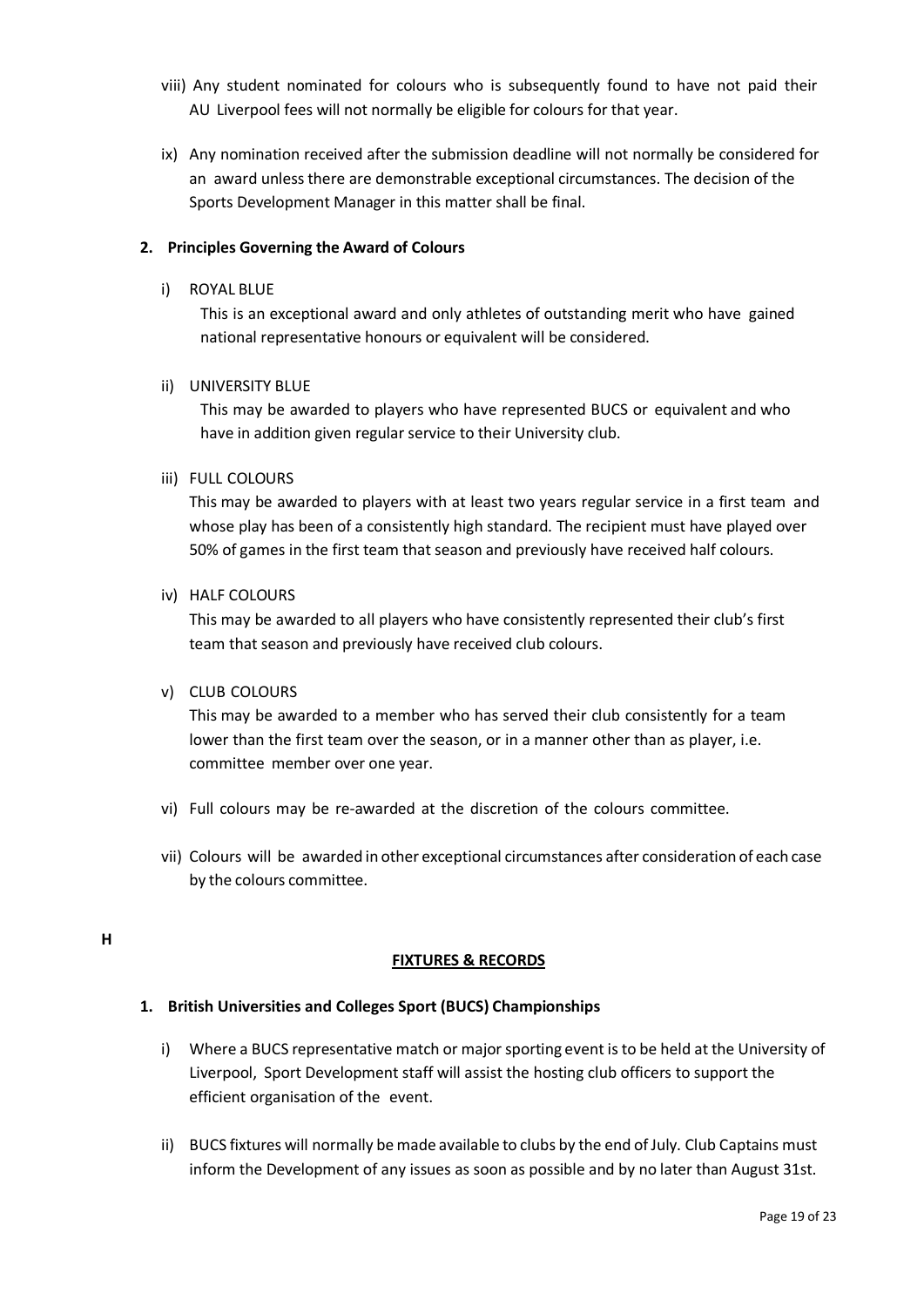viii) Any student nominated for colours who is subsequently found to have not paid their AU Liverpool fees will not normally be eligible for colours for that year.

ix) Any nomination received after the submission deadline will not normally be considered for an award unless there are demonstrable exceptional circumstances. The decision of the Sports Development Manager in this matter shall be final.

**2. Principles Governing the Award of Colours**

i) ROYAL BLUE

This is an exceptional award and only athletes of outstanding merit who have gained national representative honours or equivalent will be considered.

ii) UNIVERSITY BLUE

This may be awarded to players who have represented BUCS or equivalent and who have in addition given regular service to their University club.

iii) FULL COLOURS

This may be awarded to players with at least two years regular service in a first team and whose play has been of a consistently high standard. The recipient must have played over 50% of games in the first team that season and previously have received half colours.

iv) HALF COLOURS

This may be awarded to all players who have consistently represented their club's first team that season and previously have received club colours.

v) CLUB COLOURS

This may be awarded to a member who has served their club consistently for a team lower than the first team over the season, or in a manner other than as player, i.e. committee member over one year.

vi) Full colours may be re-awarded at the discretion of the colours committee.

vii) Colours will be awarded in other exceptional circumstances after consideration of each case by the colours committee.

## H

## FIXTURES & RECORDS

**1. British Universities and Colleges Sport (BUCS) Championships**

i) Where a BUCS representative match or major sporting event is to be held at the University of Liverpool, Sport Development staff will assist the hosting club officers to support the efficient organisation of the event.

ii) BUCS fixtures will normally be made available to clubs by the end of July. Club Captains must inform the Development of any issues as soon as possible and by no later than August 31st.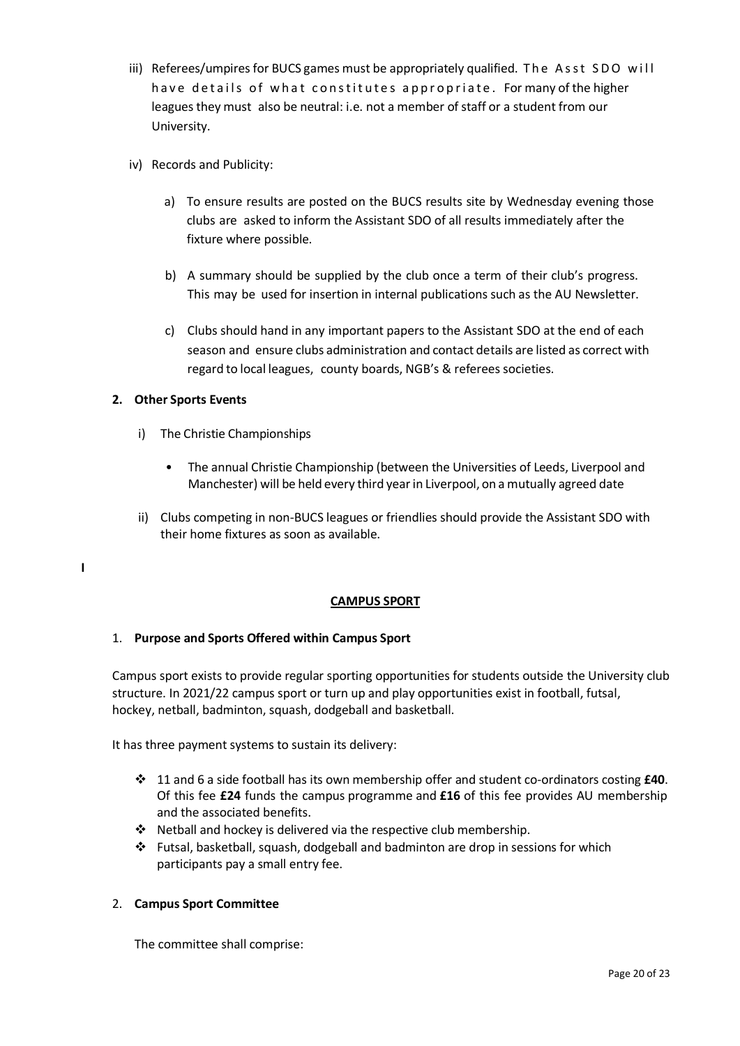iii) Referees/umpires for BUCS games must be appropriately qualified. The Asst SDO will have details of what constitutes appropriate. For many of the higher leagues they must also be neutral: i.e. not a member of staff or a student from our University.

iv) Records and Publicity:

a) To ensure results are posted on the BUCS results site by Wednesday evening those clubs are asked to inform the Assistant SDO of all results immediately after the fixture where possible.

b) A summary should be supplied by the club once a term of their club's progress. This may be used for insertion in internal publications such as the AU Newsletter.

c) Clubs should hand in any important papers to the Assistant SDO at the end of each season and ensure clubs administration and contact details are listed as correct with regard to local leagues, county boards, NGB's & referees societies.

**2. Other Sports Events**

i) The Christie Championships

- The annual Christie Championship (between the Universities of Leeds, Liverpool and Manchester) will be held every third year in Liverpool, on a mutually agreed date

ii) Clubs competing in non-BUCS leagues or friendlies should provide the Assistant SDO with their home fixtures as soon as available.

I

## CAMPUS SPORT

1. **Purpose and Sports Offered within Campus Sport**

Campus sport exists to provide regular sporting opportunities for students outside the University club structure. In 2021/22 campus sport or turn up and play opportunities exist in football, futsal, hockey, netball, badminton, squash, dodgeball and basketball.

It has three payment systems to sustain its delivery:

- 11 and 6 a side football has its own membership offer and student co-ordinators costing **£40**. Of this fee **£24** funds the campus programme and **£16** of this fee provides AU membership and the associated benefits.
- Netball and hockey is delivered via the respective club membership.
- Futsal, basketball, squash, dodgeball and badminton are drop in sessions for which participants pay a small entry fee.

2. **Campus Sport Committee**

The committee shall comprise: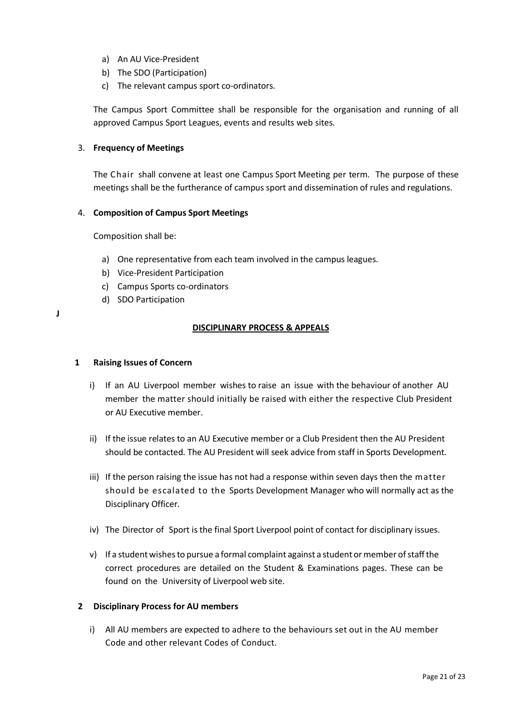a) An AU Vice-President
b) The SDO (Participation)
c) The relevant campus sport co-ordinators.

The Campus Sport Committee shall be responsible for the organisation and running of all approved Campus Sport Leagues, events and results web sites.

3. **Frequency of Meetings**

The Chair shall convene at least one Campus Sport Meeting per term. The purpose of these meetings shall be the furtherance of campus sport and dissemination of rules and regulations.

4. **Composition of Campus Sport Meetings**

Composition shall be:

a) One representative from each team involved in the campus leagues.
b) Vice-President Participation
c) Campus Sports co-ordinators
d) SDO Participation

**J**

## DISCIPLINARY PROCESS & APPEALS

**1 Raising Issues of Concern**

i) If an AU Liverpool member wishes to raise an issue with the behaviour of another AU member the matter should initially be raised with either the respective Club President or AU Executive member.

ii) If the issue relates to an AU Executive member or a Club President then the AU President should be contacted. The AU President will seek advice from staff in Sports Development.

iii) If the person raising the issue has not had a response within seven days then the matter should be escalated to the Sports Development Manager who will normally act as the Disciplinary Officer.

iv) The Director of Sport is the final Sport Liverpool point of contact for disciplinary issues.

v) If a student wishes to pursue a formal complaint against a student or member of staff the correct procedures are detailed on the Student & Examinations pages. These can be found on the University of Liverpool web site.

**2 Disciplinary Process for AU members**

i) All AU members are expected to adhere to the behaviours set out in the AU member Code and other relevant Codes of Conduct.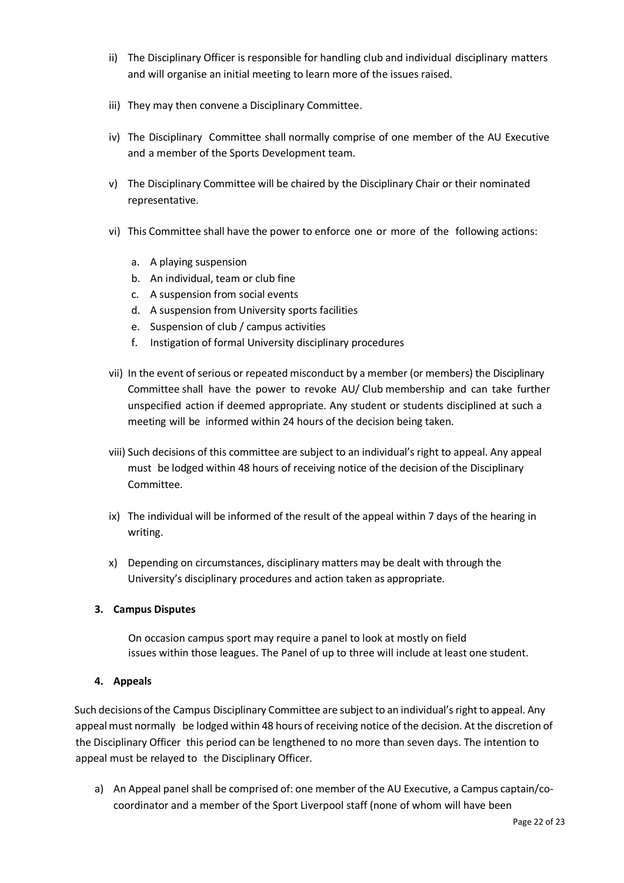ii) The Disciplinary Officer is responsible for handling club and individual disciplinary matters and will organise an initial meeting to learn more of the issues raised.

iii) They may then convene a Disciplinary Committee.

iv) The Disciplinary Committee shall normally comprise of one member of the AU Executive and a member of the Sports Development team.

v) The Disciplinary Committee will be chaired by the Disciplinary Chair or their nominated representative.

vi) This Committee shall have the power to enforce one or more of the following actions:

   a. A playing suspension
   b. An individual, team or club fine
   c. A suspension from social events
   d. A suspension from University sports facilities
   e. Suspension of club / campus activities
   f. Instigation of formal University disciplinary procedures

vii) In the event of serious or repeated misconduct by a member (or members) the Disciplinary Committee shall have the power to revoke AU/ Club membership and can take further unspecified action if deemed appropriate. Any student or students disciplined at such a meeting will be informed within 24 hours of the decision being taken.

viii) Such decisions of this committee are subject to an individual's right to appeal. Any appeal must be lodged within 48 hours of receiving notice of the decision of the Disciplinary Committee.

ix) The individual will be informed of the result of the appeal within 7 days of the hearing in writing.

x) Depending on circumstances, disciplinary matters may be dealt with through the University's disciplinary procedures and action taken as appropriate.

**3. Campus Disputes**

On occasion campus sport may require a panel to look at mostly on field issues within those leagues. The Panel of up to three will include at least one student.

**4. Appeals**

Such decisions of the Campus Disciplinary Committee are subject to an individual's right to appeal. Any appeal must normally be lodged within 48 hours of receiving notice of the decision. At the discretion of the Disciplinary Officer this period can be lengthened to no more than seven days. The intention to appeal must be relayed to the Disciplinary Officer.

a) An Appeal panel shall be comprised of: one member of the AU Executive, a Campus captain/co-coordinator and a member of the Sport Liverpool staff (none of whom will have been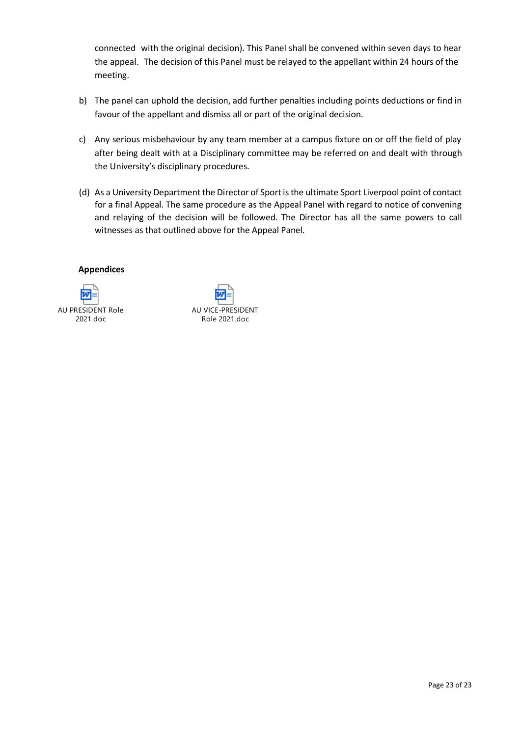connected with the original decision). This Panel shall be convened within seven days to hear the appeal. The decision of this Panel must be relayed to the appellant within 24 hours of the meeting.

b) The panel can uphold the decision, add further penalties including points deductions or find in favour of the appellant and dismiss all or part of the original decision.

c) Any serious misbehaviour by any team member at a campus fixture on or off the field of play after being dealt with at a Disciplinary committee may be referred on and dealt with through the University's disciplinary procedures.

(d) As a University Department the Director of Sport is the ultimate Sport Liverpool point of contact for a final Appeal. The same procedure as the Appeal Panel with regard to notice of convening and relaying of the decision will be followed. The Director has all the same powers to call witnesses as that outlined above for the Appeal Panel.

**Appendices**

AU PRESIDENT Role 2021.doc

AU VICE-PRESIDENT Role 2021.doc